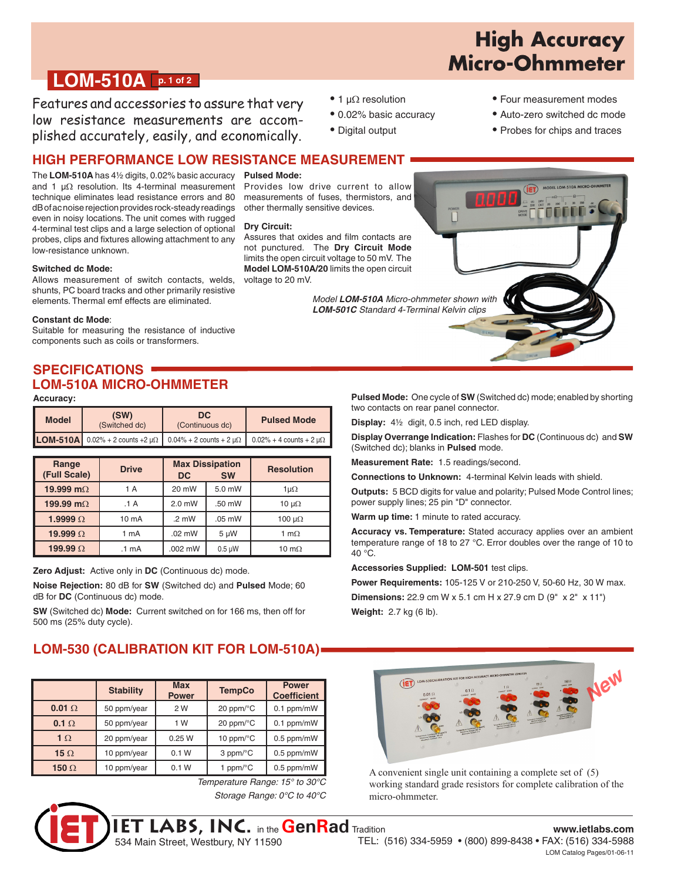# High Accuracy Micro-Ohmmeter

## LOM-510A

p. 1 of 2

Features and accessories to assure that very low resistance measurements are accomplished accurately, easily, and economically.

- 1 μΩ resolution
- 0.02% basic accuracy
- Digital output
- Four measurement modes
- Auto-zero switched dc mode
- Probes for chips and traces

## HIGH PERFORMANCE LOW RESISTANCE MEASUREMENT

The **LOM-510A** has 4½ digits, 0.02% basic accuracy and 1 μΩ resolution. Its 4-terminal measurement technique eliminates lead resistance errors and 80 dB of ac noise rejection provides rock-steady readings even in noisy locations. The unit comes with rugged 4-terminal test clips and a large selection of optional probes, clips and fixtures allowing attachment to any low-resistance unknown.

**Switched dc Mode:**
Allows measurement of switch contacts, welds, shunts, PC board tracks and other primarily resistive elements. Thermal emf effects are eliminated.

**Constant dc Mode**:
Suitable for measuring the resistance of inductive components such as coils or transformers.

**Pulsed Mode:**
Provides low drive current to allow measurements of fuses, thermistors, and other thermally sensitive devices.

**Dry Circuit:**
Assures that oxides and film contacts are not punctured. The **Dry Circuit Mode** limits the open circuit voltage to 50 mV. The **Model LOM-510A/20** limits the open circuit voltage to 20 mV.

*Model **LOM-510A** Micro-ohmmeter shown with **LOM-501C** Standard 4-Terminal Kelvin clips*

## SPECIFICATIONS
## LOM-510A MICRO-OHMMETER

**Accuracy:**

| Model | (SW) (Switched dc) | DC (Continuous dc) | Pulsed Mode |
|---|---|---|---|
| LOM-510A | 0.02% + 2 counts +2 μΩ | 0.04% + 2 counts + 2 μΩ | 0.02% + 4 counts + 2 μΩ |

| Range (Full Scale) | Drive | Max Dissipation DC | SW | Resolution |
|---|---|---|---|---|
| 19.999 mΩ | 1 A | 20 mW | 5.0 mW | 1μΩ |
| 199.99 mΩ | .1 A | 2.0 mW | .50 mW | 10 μΩ |
| 1.9999 Ω | 10 mA | .2 mW | .05 mW | 100 μΩ |
| 19.999 Ω | 1 mA | .02 mW | 5 μW | 1 mΩ |
| 199.99 Ω | .1 mA | .002 mW | 0.5 μW | 10 mΩ |

**Zero Adjust:** Active only in **DC** (Continuous dc) mode.

**Noise Rejection:** 80 dB for **SW** (Switched dc) and **Pulsed** Mode; 60 dB for **DC** (Continuous dc) mode.

**SW** (Switched dc) **Mode:** Current switched on for 166 ms, then off for 500 ms (25% duty cycle).

**Pulsed Mode:** One cycle of **SW** (Switched dc) mode; enabled by shorting two contacts on rear panel connector.

**Display:** 4½ digit, 0.5 inch, red LED display.

**Display Overrange Indication:** Flashes for **DC** (Continuous dc) and **SW** (Switched dc); blanks in **Pulsed** mode.

**Measurement Rate:** 1.5 readings/second.

**Connections to Unknown:** 4-terminal Kelvin leads with shield.

**Outputs:** 5 BCD digits for value and polarity; Pulsed Mode Control lines; power supply lines; 25 pin "D" connector.

**Warm up time:** 1 minute to rated accuracy.

**Accuracy vs. Temperature:** Stated accuracy applies over an ambient temperature range of 18 to 27 °C. Error doubles over the range of 10 to 40 °C.

**Accessories Supplied:** **LOM-501** test clips.

**Power Requirements:** 105-125 V or 210-250 V, 50-60 Hz, 30 W max.

**Dimensions:** 22.9 cm W x 5.1 cm H x 27.9 cm D (9" x 2" x 11")

**Weight:** 2.7 kg (6 lb).

## LOM-530 (CALIBRATION KIT FOR LOM-510A)

| | Stability | Max Power | TempCo | Power Coefficient |
|---|---|---|---|---|
| 0.01 Ω | 50 ppm/year | 2 W | 20 ppm/°C | 0.1 ppm/mW |
| 0.1 Ω | 50 ppm/year | 1 W | 20 ppm/°C | 0.1 ppm/mW |
| 1 Ω | 20 ppm/year | 0.25 W | 10 ppm/°C | 0.5 ppm/mW |
| 15 Ω | 10 ppm/year | 0.1 W | 3 ppm/°C | 0.5 ppm/mW |
| 150 Ω | 10 ppm/year | 0.1 W | 1 ppm/°C | 0.5 ppm/mW |

*Temperature Range: 15° to 30°C*

*Storage Range: 0°C to 40°C*

New

A convenient single unit containing a complete set of (5) working standard grade resistors for complete calibration of the micro-ohmmeter.

IET LABS, INC. in the GenRad Tradition
534 Main Street, Westbury, NY 11590

www.ietlabs.com
TEL: (516) 334-5959 • (800) 899-8438 • FAX: (516) 334-5988
LOM Catalog Pages/01-06-11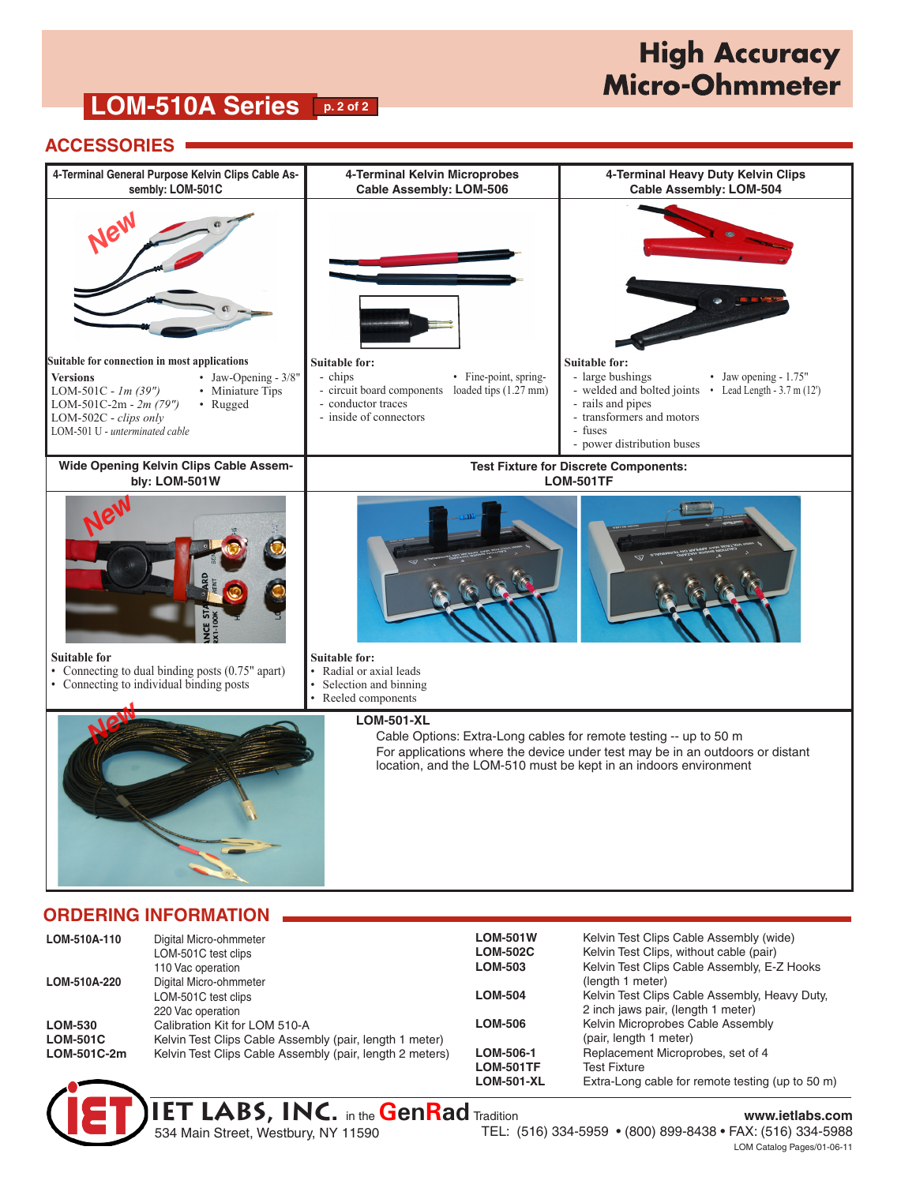# High Accuracy Micro-Ohmmeter

## LOM-510A Series

## ACCESSORIES

### 4-Terminal General Purpose Kelvin Clips Cable Assembly: LOM-501C

New

**Suitable for connection in most applications**

**Versions**
LOM-501C - *1m (39")*
LOM-501C-2m - *2m (79")*
LOM-502C - *clips only*
LOM-501 U - *unterminated cable*

- Jaw-Opening - 3/8"
- Miniature Tips
- Rugged

### 4-Terminal Kelvin Microprobes Cable Assembly: LOM-506

**Suitable for:**
- chips
- circuit board components
- conductor traces
- inside of connectors

- Fine-point, spring-loaded tips (1.27 mm)

### 4-Terminal Heavy Duty Kelvin Clips Cable Assembly: LOM-504

**Suitable for:**
- large bushings
- welded and bolted joints
- rails and pipes
- transformers and motors
- fuses
- power distribution buses

- Jaw opening - 1.75"
- Lead Length - 3.7 m (12')

### Wide Opening Kelvin Clips Cable Assembly: LOM-501W

New

**Suitable for**
- Connecting to dual binding posts (0.75" apart)
- Connecting to individual binding posts

### Test Fixture for Discrete Components: LOM-501TF

**Suitable for:**
- Radial or axial leads
- Selection and binning
- Reeled components

### LOM-501-XL

New

Cable Options: Extra-Long cables for remote testing -- up to 50 m
For applications where the device under test may be in an outdoors or distant location, and the LOM-510 must be kept in an indoors environment

## ORDERING INFORMATION

| | |
|---|---|
| **LOM-510A-110** | Digital Micro-ohmmeter<br>LOM-501C test clips<br>110 Vac operation |
| **LOM-510A-220** | Digital Micro-ohmmeter<br>LOM-501C test clips<br>220 Vac operation |
| **LOM-530** | Calibration Kit for LOM 510-A |
| **LOM-501C** | Kelvin Test Clips Cable Assembly (pair, length 1 meter) |
| **LOM-501C-2m** | Kelvin Test Clips Cable Assembly (pair, length 2 meters) |
| **LOM-501W** | Kelvin Test Clips Cable Assembly (wide) |
| **LOM-502C** | Kelvin Test Clips, without cable (pair) |
| **LOM-503** | Kelvin Test Clips Cable Assembly, E-Z Hooks (length 1 meter) |
| **LOM-504** | Kelvin Test Clips Cable Assembly, Heavy Duty, 2 inch jaws pair, (length 1 meter) |
| **LOM-506** | Kelvin Microprobes Cable Assembly (pair, length 1 meter) |
| **LOM-506-1** | Replacement Microprobes, set of 4 |
| **LOM-501TF** | Test Fixture |
| **LOM-501-XL** | Extra-Long cable for remote testing (up to 50 m) |

IET LABS, INC. in the GenRad Tradition
534 Main Street, Westbury, NY 11590
www.ietlabs.com
TEL: (516) 334-5959 • (800) 899-8438 • FAX: (516) 334-5988
LOM Catalog Pages/01-06-11